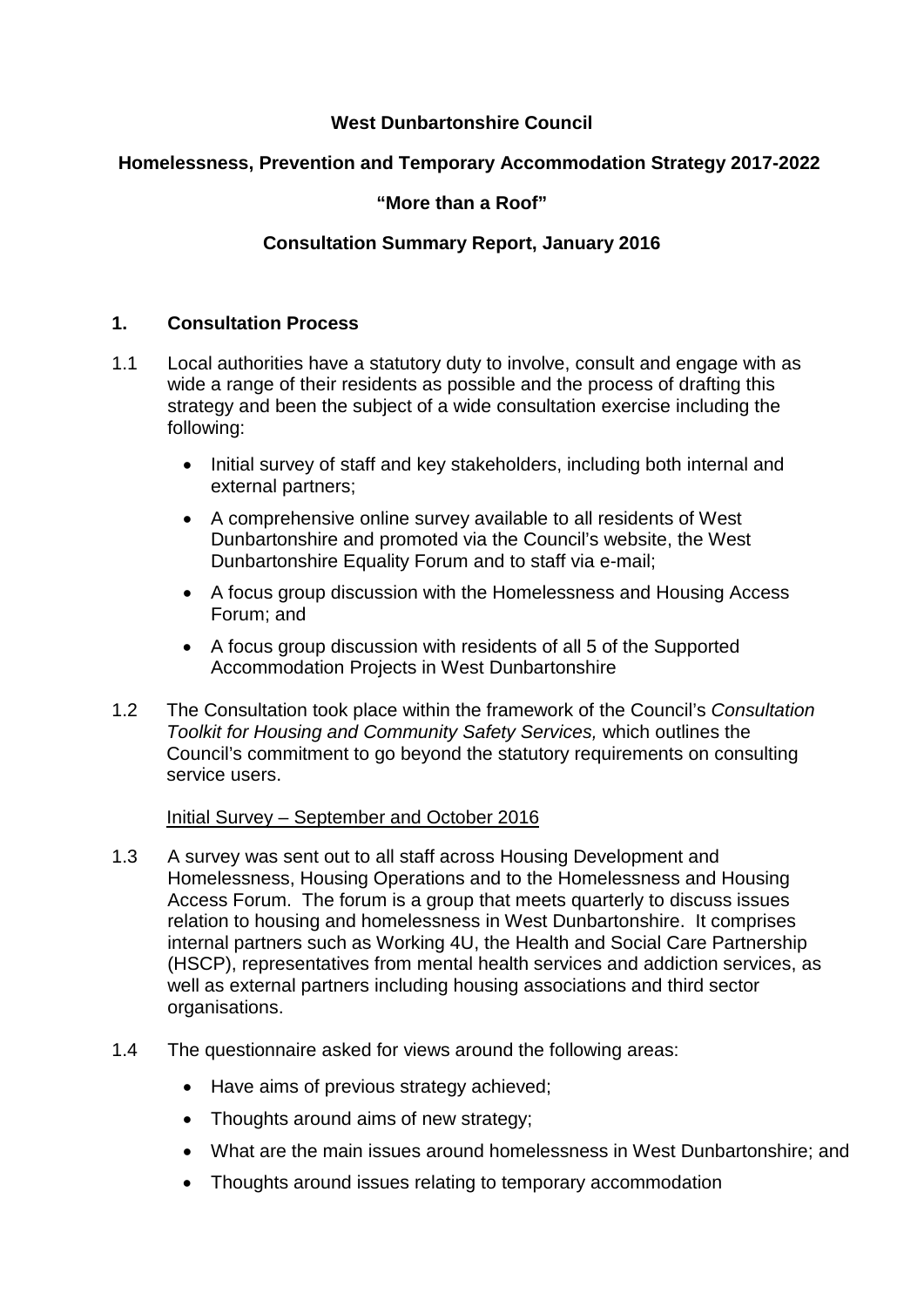**West Dunbartonshire Council**

**Homelessness, Prevention and Temporary Accommodation Strategy 2017-2022**

**"More than a Roof"**

**Consultation Summary Report, January 2016**

## 1. Consultation Process

1.1 Local authorities have a statutory duty to involve, consult and engage with as wide a range of their residents as possible and the process of drafting this strategy and been the subject of a wide consultation exercise including the following:

- Initial survey of staff and key stakeholders, including both internal and external partners;
- A comprehensive online survey available to all residents of West Dunbartonshire and promoted via the Council's website, the West Dunbartonshire Equality Forum and to staff via e-mail;
- A focus group discussion with the Homelessness and Housing Access Forum; and
- A focus group discussion with residents of all 5 of the Supported Accommodation Projects in West Dunbartonshire

1.2 The Consultation took place within the framework of the Council's *Consultation Toolkit for Housing and Community Safety Services,* which outlines the Council's commitment to go beyond the statutory requirements on consulting service users.

Initial Survey – September and October 2016

1.3 A survey was sent out to all staff across Housing Development and Homelessness, Housing Operations and to the Homelessness and Housing Access Forum. The forum is a group that meets quarterly to discuss issues relation to housing and homelessness in West Dunbartonshire. It comprises internal partners such as Working 4U, the Health and Social Care Partnership (HSCP), representatives from mental health services and addiction services, as well as external partners including housing associations and third sector organisations.

1.4 The questionnaire asked for views around the following areas:

- Have aims of previous strategy achieved;
- Thoughts around aims of new strategy;
- What are the main issues around homelessness in West Dunbartonshire; and
- Thoughts around issues relating to temporary accommodation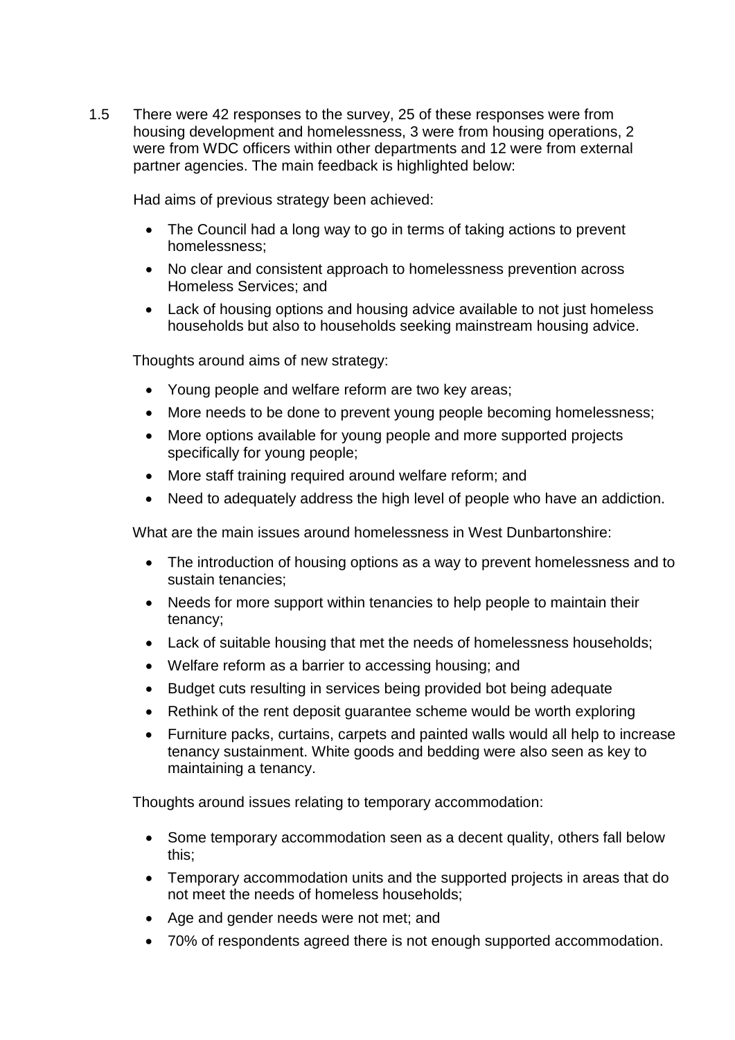1.5 There were 42 responses to the survey, 25 of these responses were from housing development and homelessness, 3 were from housing operations, 2 were from WDC officers within other departments and 12 were from external partner agencies. The main feedback is highlighted below:

Had aims of previous strategy been achieved:

- The Council had a long way to go in terms of taking actions to prevent homelessness;
- No clear and consistent approach to homelessness prevention across Homeless Services; and
- Lack of housing options and housing advice available to not just homeless households but also to households seeking mainstream housing advice.

Thoughts around aims of new strategy:

- Young people and welfare reform are two key areas;
- More needs to be done to prevent young people becoming homelessness;
- More options available for young people and more supported projects specifically for young people;
- More staff training required around welfare reform; and
- Need to adequately address the high level of people who have an addiction.

What are the main issues around homelessness in West Dunbartonshire:

- The introduction of housing options as a way to prevent homelessness and to sustain tenancies;
- Needs for more support within tenancies to help people to maintain their tenancy;
- Lack of suitable housing that met the needs of homelessness households;
- Welfare reform as a barrier to accessing housing; and
- Budget cuts resulting in services being provided bot being adequate
- Rethink of the rent deposit guarantee scheme would be worth exploring
- Furniture packs, curtains, carpets and painted walls would all help to increase tenancy sustainment. White goods and bedding were also seen as key to maintaining a tenancy.

Thoughts around issues relating to temporary accommodation:

- Some temporary accommodation seen as a decent quality, others fall below this;
- Temporary accommodation units and the supported projects in areas that do not meet the needs of homeless households;
- Age and gender needs were not met; and
- 70% of respondents agreed there is not enough supported accommodation.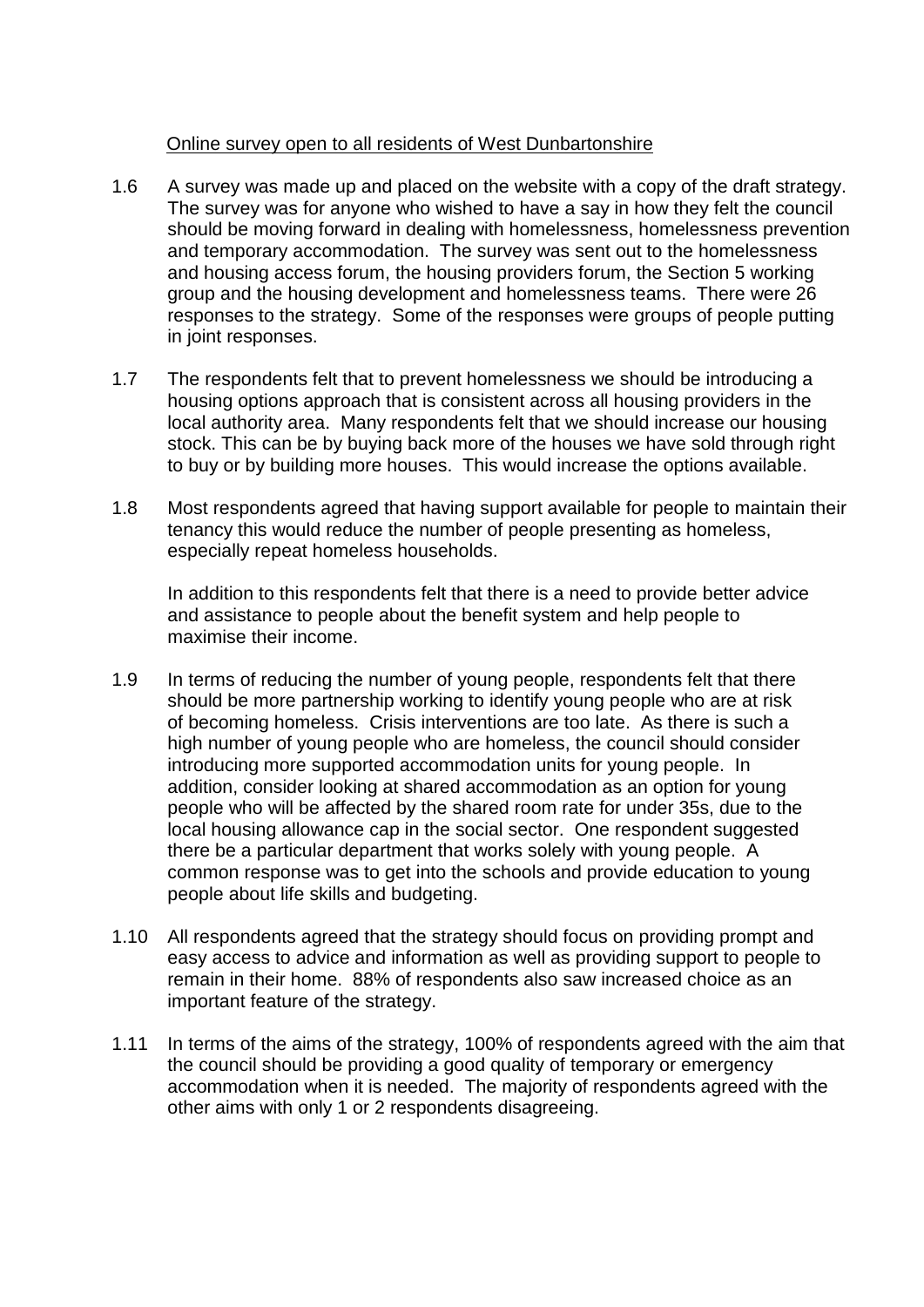<u>Online survey open to all residents of West Dunbartonshire</u>

1.6 A survey was made up and placed on the website with a copy of the draft strategy. The survey was for anyone who wished to have a say in how they felt the council should be moving forward in dealing with homelessness, homelessness prevention and temporary accommodation. The survey was sent out to the homelessness and housing access forum, the housing providers forum, the Section 5 working group and the housing development and homelessness teams. There were 26 responses to the strategy. Some of the responses were groups of people putting in joint responses.

1.7 The respondents felt that to prevent homelessness we should be introducing a housing options approach that is consistent across all housing providers in the local authority area. Many respondents felt that we should increase our housing stock. This can be by buying back more of the houses we have sold through right to buy or by building more houses. This would increase the options available.

1.8 Most respondents agreed that having support available for people to maintain their tenancy this would reduce the number of people presenting as homeless, especially repeat homeless households.

In addition to this respondents felt that there is a need to provide better advice and assistance to people about the benefit system and help people to maximise their income.

1.9 In terms of reducing the number of young people, respondents felt that there should be more partnership working to identify young people who are at risk of becoming homeless. Crisis interventions are too late. As there is such a high number of young people who are homeless, the council should consider introducing more supported accommodation units for young people. In addition, consider looking at shared accommodation as an option for young people who will be affected by the shared room rate for under 35s, due to the local housing allowance cap in the social sector. One respondent suggested there be a particular department that works solely with young people. A common response was to get into the schools and provide education to young people about life skills and budgeting.

1.10 All respondents agreed that the strategy should focus on providing prompt and easy access to advice and information as well as providing support to people to remain in their home. 88% of respondents also saw increased choice as an important feature of the strategy.

1.11 In terms of the aims of the strategy, 100% of respondents agreed with the aim that the council should be providing a good quality of temporary or emergency accommodation when it is needed. The majority of respondents agreed with the other aims with only 1 or 2 respondents disagreeing.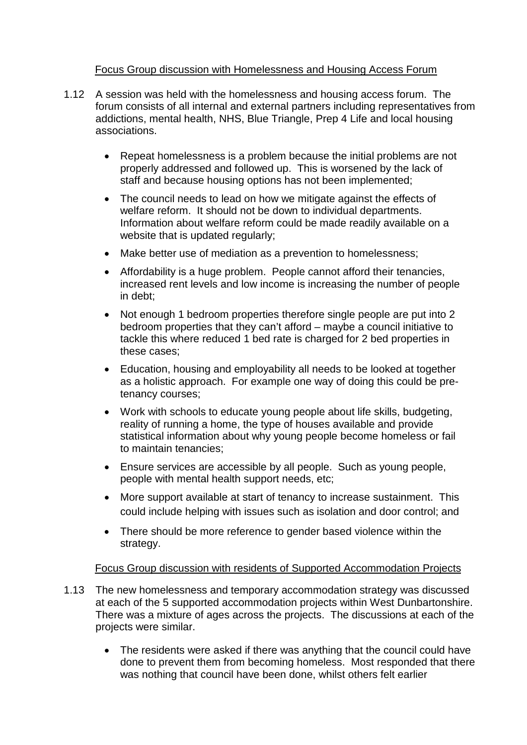Focus Group discussion with Homelessness and Housing Access Forum

1.12 A session was held with the homelessness and housing access forum. The forum consists of all internal and external partners including representatives from addictions, mental health, NHS, Blue Triangle, Prep 4 Life and local housing associations.

- Repeat homelessness is a problem because the initial problems are not properly addressed and followed up. This is worsened by the lack of staff and because housing options has not been implemented;
- The council needs to lead on how we mitigate against the effects of welfare reform. It should not be down to individual departments. Information about welfare reform could be made readily available on a website that is updated regularly;
- Make better use of mediation as a prevention to homelessness;
- Affordability is a huge problem. People cannot afford their tenancies, increased rent levels and low income is increasing the number of people in debt;
- Not enough 1 bedroom properties therefore single people are put into 2 bedroom properties that they can't afford – maybe a council initiative to tackle this where reduced 1 bed rate is charged for 2 bed properties in these cases;
- Education, housing and employability all needs to be looked at together as a holistic approach. For example one way of doing this could be pre-tenancy courses;
- Work with schools to educate young people about life skills, budgeting, reality of running a home, the type of houses available and provide statistical information about why young people become homeless or fail to maintain tenancies;
- Ensure services are accessible by all people. Such as young people, people with mental health support needs, etc;
- More support available at start of tenancy to increase sustainment. This could include helping with issues such as isolation and door control; and
- There should be more reference to gender based violence within the strategy.

Focus Group discussion with residents of Supported Accommodation Projects

1.13 The new homelessness and temporary accommodation strategy was discussed at each of the 5 supported accommodation projects within West Dunbartonshire. There was a mixture of ages across the projects. The discussions at each of the projects were similar.

- The residents were asked if there was anything that the council could have done to prevent them from becoming homeless. Most responded that there was nothing that council have been done, whilst others felt earlier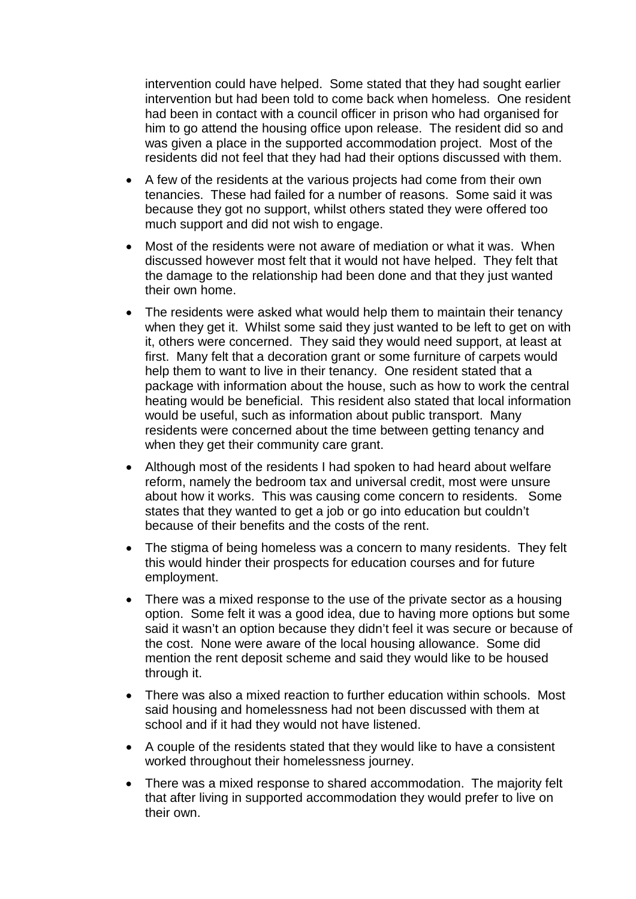intervention could have helped. Some stated that they had sought earlier intervention but had been told to come back when homeless. One resident had been in contact with a council officer in prison who had organised for him to go attend the housing office upon release. The resident did so and was given a place in the supported accommodation project. Most of the residents did not feel that they had had their options discussed with them.

- A few of the residents at the various projects had come from their own tenancies. These had failed for a number of reasons. Some said it was because they got no support, whilst others stated they were offered too much support and did not wish to engage.
- Most of the residents were not aware of mediation or what it was. When discussed however most felt that it would not have helped. They felt that the damage to the relationship had been done and that they just wanted their own home.
- The residents were asked what would help them to maintain their tenancy when they get it. Whilst some said they just wanted to be left to get on with it, others were concerned. They said they would need support, at least at first. Many felt that a decoration grant or some furniture of carpets would help them to want to live in their tenancy. One resident stated that a package with information about the house, such as how to work the central heating would be beneficial. This resident also stated that local information would be useful, such as information about public transport. Many residents were concerned about the time between getting tenancy and when they get their community care grant.
- Although most of the residents I had spoken to had heard about welfare reform, namely the bedroom tax and universal credit, most were unsure about how it works. This was causing come concern to residents. Some states that they wanted to get a job or go into education but couldn't because of their benefits and the costs of the rent.
- The stigma of being homeless was a concern to many residents. They felt this would hinder their prospects for education courses and for future employment.
- There was a mixed response to the use of the private sector as a housing option. Some felt it was a good idea, due to having more options but some said it wasn't an option because they didn't feel it was secure or because of the cost. None were aware of the local housing allowance. Some did mention the rent deposit scheme and said they would like to be housed through it.
- There was also a mixed reaction to further education within schools. Most said housing and homelessness had not been discussed with them at school and if it had they would not have listened.
- A couple of the residents stated that they would like to have a consistent worked throughout their homelessness journey.
- There was a mixed response to shared accommodation. The majority felt that after living in supported accommodation they would prefer to live on their own.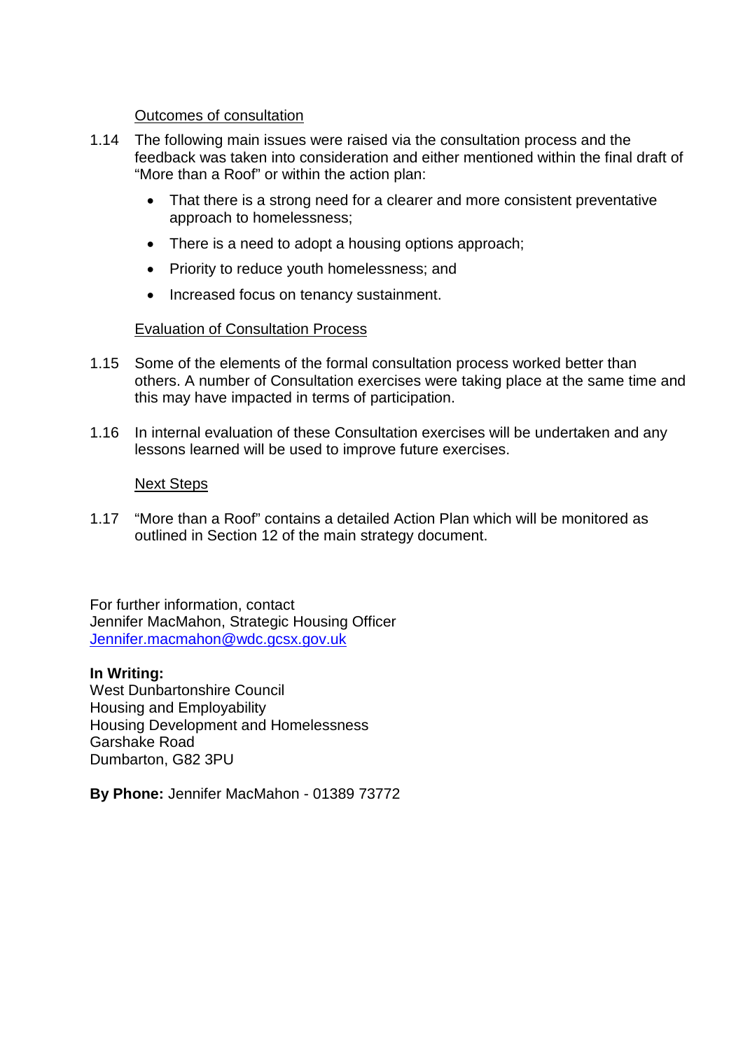Outcomes of consultation

1.14 The following main issues were raised via the consultation process and the feedback was taken into consideration and either mentioned within the final draft of "More than a Roof" or within the action plan:

- That there is a strong need for a clearer and more consistent preventative approach to homelessness;
- There is a need to adopt a housing options approach;
- Priority to reduce youth homelessness; and
- Increased focus on tenancy sustainment.

Evaluation of Consultation Process

1.15 Some of the elements of the formal consultation process worked better than others. A number of Consultation exercises were taking place at the same time and this may have impacted in terms of participation.

1.16 In internal evaluation of these Consultation exercises will be undertaken and any lessons learned will be used to improve future exercises.

Next Steps

1.17 "More than a Roof" contains a detailed Action Plan which will be monitored as outlined in Section 12 of the main strategy document.

For further information, contact
Jennifer MacMahon, Strategic Housing Officer
Jennifer.macmahon@wdc.gcsx.gov.uk

**In Writing:**
West Dunbartonshire Council
Housing and Employability
Housing Development and Homelessness
Garshake Road
Dumbarton, G82 3PU

**By Phone:** Jennifer MacMahon - 01389 73772